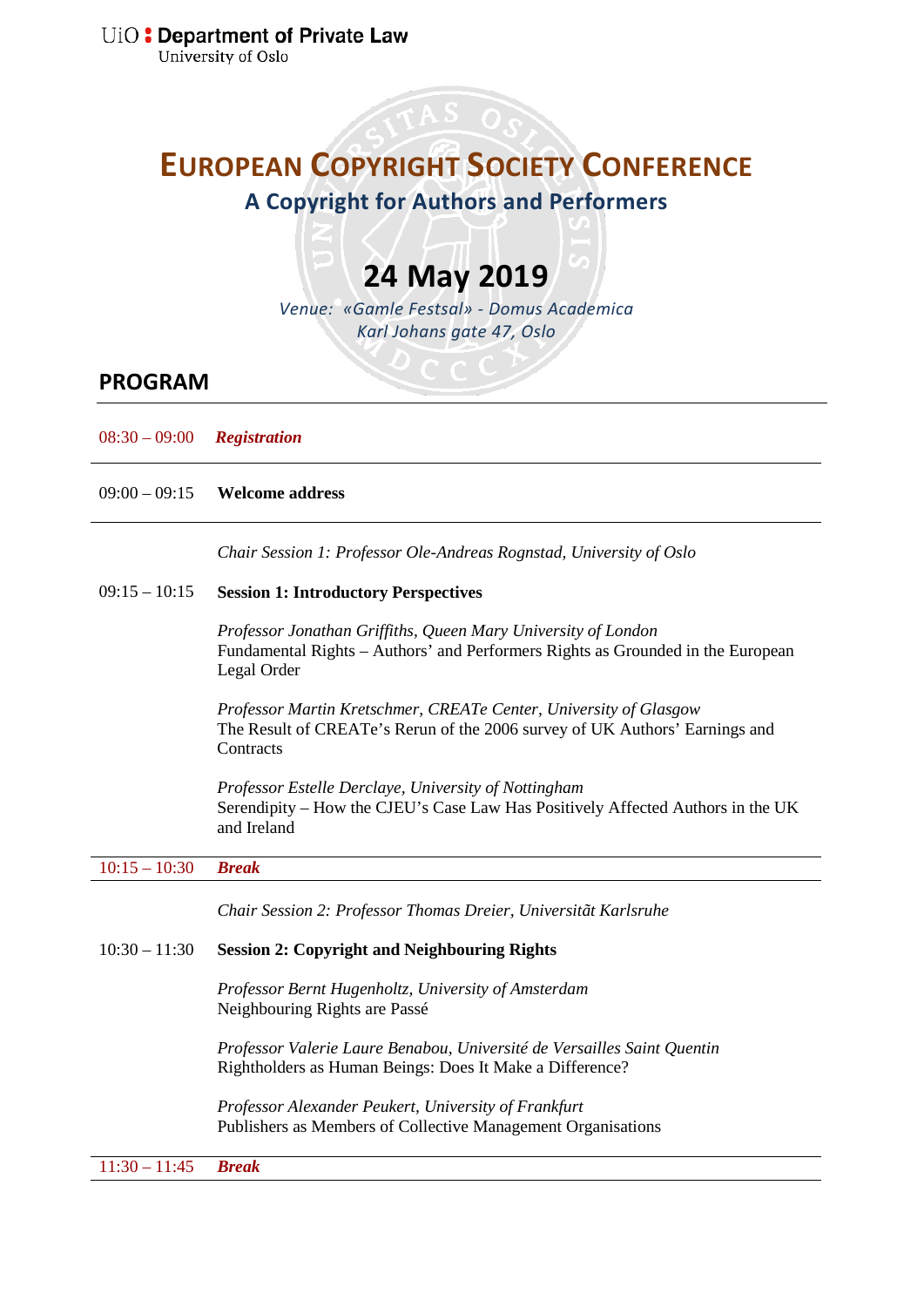UiO : **Department of Private Law**
University of Oslo

# EUROPEAN COPYRIGHT SOCIETY CONFERENCE

## A Copyright for Authors and Performers

# 24 May 2019

*Venue: «Gamle Festsal» - Domus Academica*
*Karl Johans gate 47, Oslo*

## PROGRAM

08:30 – 09:00 ***Registration***

---

09:00 – 09:15 **Welcome address**

---

*Chair Session 1: Professor Ole-Andreas Rognstad, University of Oslo*

09:15 – 10:15 **Session 1: Introductory Perspectives**

*Professor Jonathan Griffiths, Queen Mary University of London*
Fundamental Rights – Authors' and Performers Rights as Grounded in the European Legal Order

*Professor Martin Kretschmer, CREATe Center, University of Glasgow*
The Result of CREATe's Rerun of the 2006 survey of UK Authors' Earnings and Contracts

*Professor Estelle Derclaye, University of Nottingham*
Serendipity – How the CJEU's Case Law Has Positively Affected Authors in the UK and Ireland

---

10:15 – 10:30 ***Break***

---

*Chair Session 2: Professor Thomas Dreier, Universitãt Karlsruhe*

10:30 – 11:30 **Session 2: Copyright and Neighbouring Rights**

*Professor Bernt Hugenholtz, University of Amsterdam*
Neighbouring Rights are Passé

*Professor Valerie Laure Benabou, Université de Versailles Saint Quentin*
Rightholders as Human Beings: Does It Make a Difference?

*Professor Alexander Peukert, University of Frankfurt*
Publishers as Members of Collective Management Organisations

---

11:30 – 11:45 ***Break***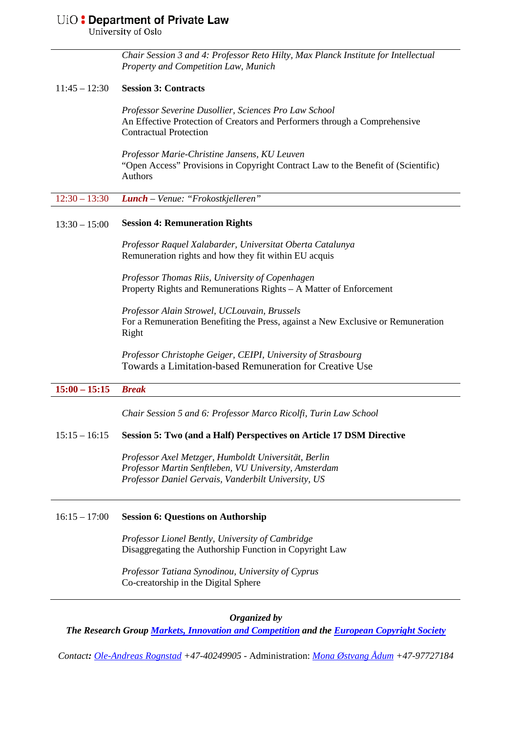*Chair Session 3 and 4: Professor Reto Hilty, Max Planck Institute for Intellectual Property and Competition Law, Munich*

11:45 – 12:30 **Session 3: Contracts**

*Professor Severine Dusollier, Sciences Pro Law School*
An Effective Protection of Creators and Performers through a Comprehensive Contractual Protection

*Professor Marie-Christine Jansens, KU Leuven*
"Open Access" Provisions in Copyright Contract Law to the Benefit of (Scientific) Authors

---

12:30 – 13:30 ***Lunch*** *– Venue: "Frokostkjelleren"*

---

13:30 – 15:00 **Session 4: Remuneration Rights**

*Professor Raquel Xalabarder, Universitat Oberta Catalunya*
Remuneration rights and how they fit within EU acquis

*Professor Thomas Riis, University of Copenhagen*
Property Rights and Remunerations Rights – A Matter of Enforcement

*Professor Alain Strowel, UCLouvain, Brussels*
For a Remuneration Benefiting the Press, against a New Exclusive or Remuneration Right

*Professor Christophe Geiger, CEIPI, University of Strasbourg*
Towards a Limitation-based Remuneration for Creative Use

---

**15:00 – 15:15** ***Break***

---

*Chair Session 5 and 6: Professor Marco Ricolfi, Turin Law School*

15:15 – 16:15 **Session 5: Two (and a Half) Perspectives on Article 17 DSM Directive**

*Professor Axel Metzger, Humboldt Universität, Berlin*
*Professor Martin Senftleben, VU University, Amsterdam*
*Professor Daniel Gervais, Vanderbilt University, US*

---

16:15 – 17:00 **Session 6: Questions on Authorship**

*Professor Lionel Bently, University of Cambridge*
Disaggregating the Authorship Function in Copyright Law

*Professor Tatiana Synodinou, University of Cyprus*
Co-creatorship in the Digital Sphere

---

***Organized by***
***The Research Group Markets, Innovation and Competition and the European Copyright Society***

*Contact: Ole-Andreas Rognstad +47-40249905* - Administration: *Mona Østvang Ådum +47-97727184*